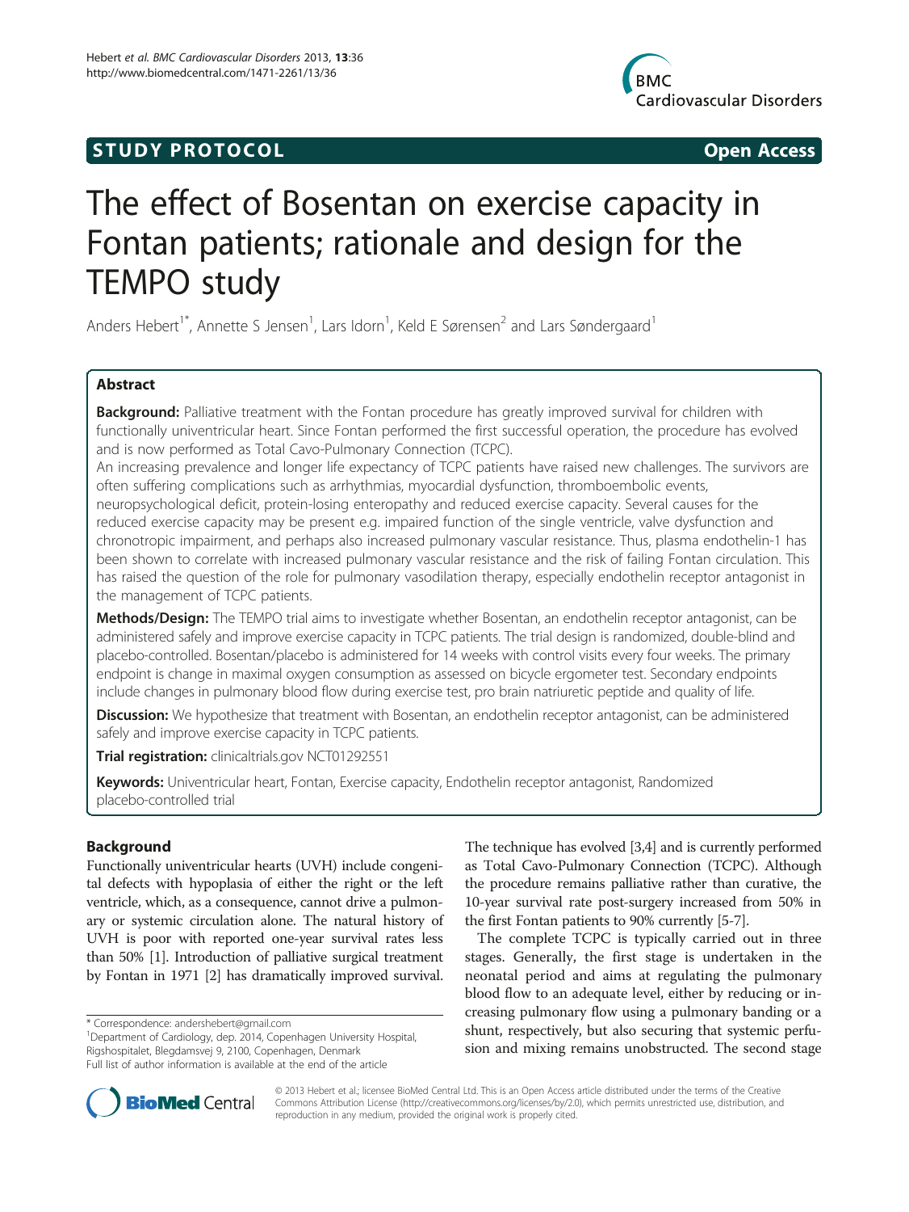STUDY PROTOCOL **Open Access**

# The effect of Bosentan on exercise capacity in Fontan patients; rationale and design for the TEMPO study

Anders Hebert[1*], Annette S Jensen[1], Lars Idorn[1], Keld E Sørensen[2] and Lars Søndergaard[1]

## Abstract

**Background:** Palliative treatment with the Fontan procedure has greatly improved survival for children with functionally univentricular heart. Since Fontan performed the first successful operation, the procedure has evolved and is now performed as Total Cavo-Pulmonary Connection (TCPC).

An increasing prevalence and longer life expectancy of TCPC patients have raised new challenges. The survivors are often suffering complications such as arrhythmias, myocardial dysfunction, thromboembolic events, neuropsychological deficit, protein-losing enteropathy and reduced exercise capacity. Several causes for the reduced exercise capacity may be present e.g. impaired function of the single ventricle, valve dysfunction and chronotropic impairment, and perhaps also increased pulmonary vascular resistance. Thus, plasma endothelin-1 has been shown to correlate with increased pulmonary vascular resistance and the risk of failing Fontan circulation. This has raised the question of the role for pulmonary vasodilation therapy, especially endothelin receptor antagonist in the management of TCPC patients.

**Methods/Design:** The TEMPO trial aims to investigate whether Bosentan, an endothelin receptor antagonist, can be administered safely and improve exercise capacity in TCPC patients. The trial design is randomized, double-blind and placebo-controlled. Bosentan/placebo is administered for 14 weeks with control visits every four weeks. The primary endpoint is change in maximal oxygen consumption as assessed on bicycle ergometer test. Secondary endpoints include changes in pulmonary blood flow during exercise test, pro brain natriuretic peptide and quality of life.

**Discussion:** We hypothesize that treatment with Bosentan, an endothelin receptor antagonist, can be administered safely and improve exercise capacity in TCPC patients.

**Trial registration:** clinicaltrials.gov NCT01292551

**Keywords:** Univentricular heart, Fontan, Exercise capacity, Endothelin receptor antagonist, Randomized placebo-controlled trial

## Background

Functionally univentricular hearts (UVH) include congenital defects with hypoplasia of either the right or the left ventricle, which, as a consequence, cannot drive a pulmonary or systemic circulation alone. The natural history of UVH is poor with reported one-year survival rates less than 50% [1]. Introduction of palliative surgical treatment by Fontan in 1971 [2] has dramatically improved survival. The technique has evolved [3,4] and is currently performed as Total Cavo-Pulmonary Connection (TCPC). Although the procedure remains palliative rather than curative, the 10-year survival rate post-surgery increased from 50% in the first Fontan patients to 90% currently [5-7].

The complete TCPC is typically carried out in three stages. Generally, the first stage is undertaken in the neonatal period and aims at regulating the pulmonary blood flow to an adequate level, either by reducing or increasing pulmonary flow using a pulmonary banding or a shunt, respectively, but also securing that systemic perfusion and mixing remains unobstructed. The second stage

* Correspondence: andershebert@gmail.com
[1]Department of Cardiology, dep. 2014, Copenhagen University Hospital, Rigshospitalet, Blegdamsvej 9, 2100, Copenhagen, Denmark
Full list of author information is available at the end of the article

© 2013 Hebert et al.; licensee BioMed Central Ltd. This is an Open Access article distributed under the terms of the Creative Commons Attribution License (http://creativecommons.org/licenses/by/2.0), which permits unrestricted use, distribution, and reproduction in any medium, provided the original work is properly cited.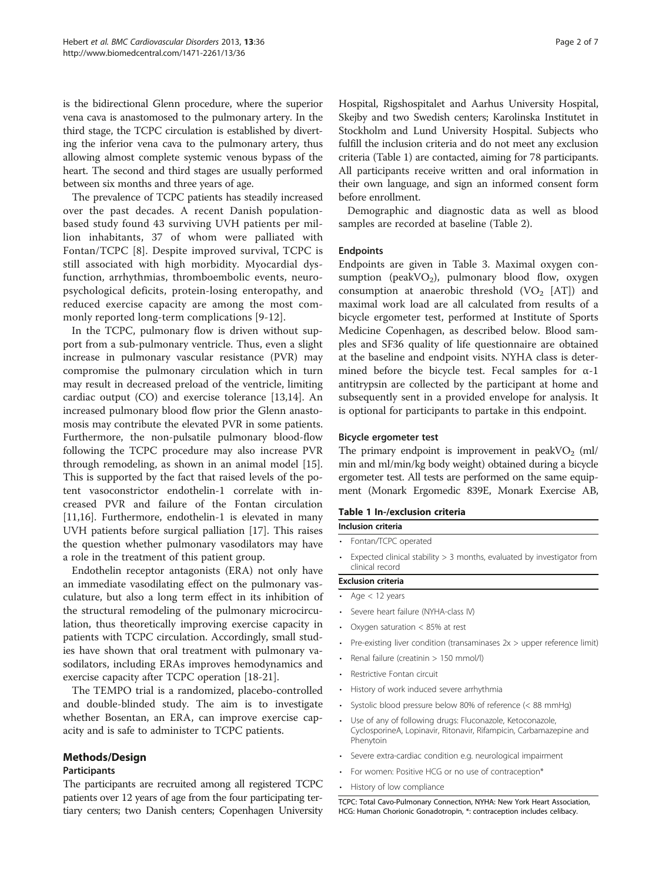is the bidirectional Glenn procedure, where the superior vena cava is anastomosed to the pulmonary artery. In the third stage, the TCPC circulation is established by diverting the inferior vena cava to the pulmonary artery, thus allowing almost complete systemic venous bypass of the heart. The second and third stages are usually performed between six months and three years of age.

The prevalence of TCPC patients has steadily increased over the past decades. A recent Danish population-based study found 43 surviving UVH patients per million inhabitants, 37 of whom were palliated with Fontan/TCPC [8]. Despite improved survival, TCPC is still associated with high morbidity. Myocardial dysfunction, arrhythmias, thromboembolic events, neuropsychological deficits, protein-losing enteropathy, and reduced exercise capacity are among the most commonly reported long-term complications [9-12].

In the TCPC, pulmonary flow is driven without support from a sub-pulmonary ventricle. Thus, even a slight increase in pulmonary vascular resistance (PVR) may compromise the pulmonary circulation which in turn may result in decreased preload of the ventricle, limiting cardiac output (CO) and exercise tolerance [13,14]. An increased pulmonary blood flow prior the Glenn anastomosis may contribute the elevated PVR in some patients. Furthermore, the non-pulsatile pulmonary blood-flow following the TCPC procedure may also increase PVR through remodeling, as shown in an animal model [15]. This is supported by the fact that raised levels of the potent vasoconstrictor endothelin-1 correlate with increased PVR and failure of the Fontan circulation [11,16]. Furthermore, endothelin-1 is elevated in many UVH patients before surgical palliation [17]. This raises the question whether pulmonary vasodilators may have a role in the treatment of this patient group.

Endothelin receptor antagonists (ERA) not only have an immediate vasodilating effect on the pulmonary vasculature, but also a long term effect in its inhibition of the structural remodeling of the pulmonary microcirculation, thus theoretically improving exercise capacity in patients with TCPC circulation. Accordingly, small studies have shown that oral treatment with pulmonary vasodilators, including ERAs improves hemodynamics and exercise capacity after TCPC operation [18-21].

The TEMPO trial is a randomized, placebo-controlled and double-blinded study. The aim is to investigate whether Bosentan, an ERA, can improve exercise capacity and is safe to administer to TCPC patients.

## Methods/Design

### Participants

The participants are recruited among all registered TCPC patients over 12 years of age from the four participating tertiary centers; two Danish centers; Copenhagen University Hospital, Rigshospitalet and Aarhus University Hospital, Skejby and two Swedish centers; Karolinska Institutet in Stockholm and Lund University Hospital. Subjects who fulfill the inclusion criteria and do not meet any exclusion criteria (Table 1) are contacted, aiming for 78 participants. All participants receive written and oral information in their own language, and sign an informed consent form before enrollment.

Demographic and diagnostic data as well as blood samples are recorded at baseline (Table 2).

### Endpoints

Endpoints are given in Table 3. Maximal oxygen consumption (peak$VO_2$), pulmonary blood flow, oxygen consumption at anaerobic threshold ($VO_2$ [AT]) and maximal work load are all calculated from results of a bicycle ergometer test, performed at Institute of Sports Medicine Copenhagen, as described below. Blood samples and SF36 quality of life questionnaire are obtained at the baseline and endpoint visits. NYHA class is determined before the bicycle test. Fecal samples for α-1 antitrypsin are collected by the participant at home and subsequently sent in a provided envelope for analysis. It is optional for participants to partake in this endpoint.

### Bicycle ergometer test

The primary endpoint is improvement in peak$VO_2$ (ml/min and ml/min/kg body weight) obtained during a bicycle ergometer test. All tests are performed on the same equipment (Monark Ergomedic 839E, Monark Exercise AB,

**Table 1 In-/exclusion criteria**

| Inclusion criteria |
|---|
| • Fontan/TCPC operated |
| • Expected clinical stability > 3 months, evaluated by investigator from clinical record |
| **Exclusion criteria** |
| • Age < 12 years |
| • Severe heart failure (NYHA-class IV) |
| • Oxygen saturation < 85% at rest |
| • Pre-existing liver condition (transaminases 2x > upper reference limit) |
| • Renal failure (creatinin > 150 mmol/l) |
| • Restrictive Fontan circuit |
| • History of work induced severe arrhythmia |
| • Systolic blood pressure below 80% of reference (< 88 mmHg) |
| • Use of any of following drugs: Fluconazole, Ketoconazole, CyclosporineA, Lopinavir, Ritonavir, Rifampicin, Carbamazepine and Phenytoin |
| • Severe extra-cardiac condition e.g. neurological impairment |
| • For women: Positive HCG or no use of contraception* |
| • History of low compliance |

TCPC: Total Cavo-Pulmonary Connection, NYHA: New York Heart Association, HCG: Human Chorionic Gonadotropin, *: contraception includes celibacy.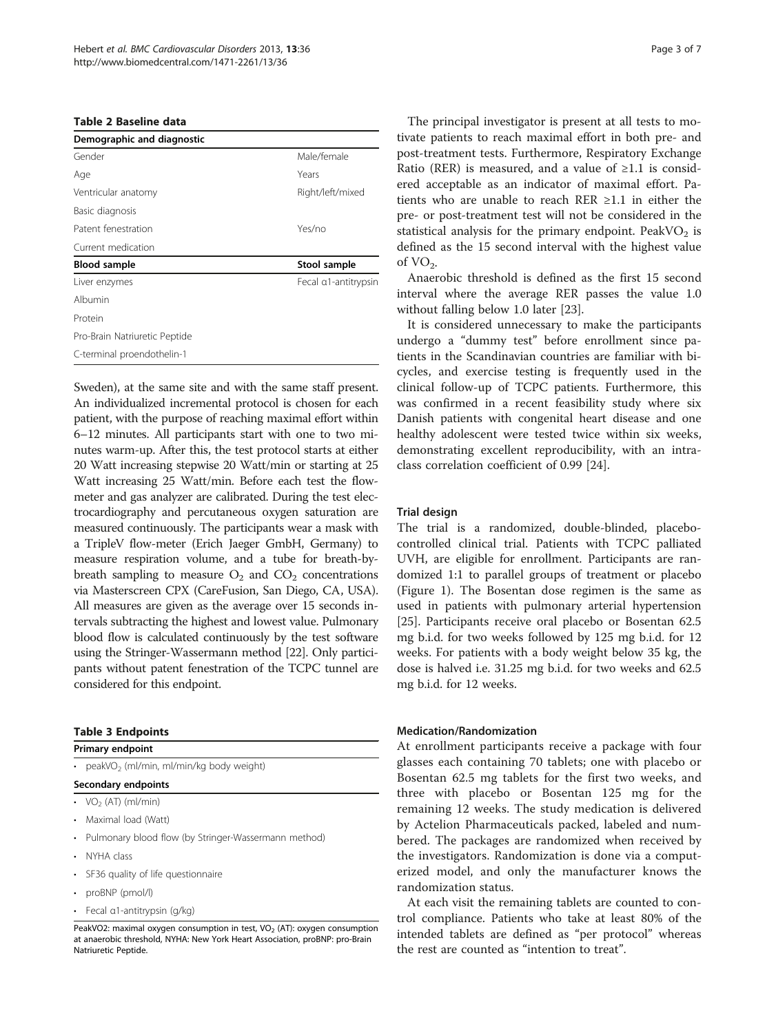**Table 2 Baseline data**

| Demographic and diagnostic | |
|---|---|
| Gender | Male/female |
| Age | Years |
| Ventricular anatomy | Right/left/mixed |
| Basic diagnosis | |
| Patent fenestration | Yes/no |
| Current medication | |
| **Blood sample** | **Stool sample** |
| Liver enzymes | Fecal α1-antitrypsin |
| Albumin | |
| Protein | |
| Pro-Brain Natriuretic Peptide | |
| C-terminal proendothelin-1 | |

Sweden), at the same site and with the same staff present. An individualized incremental protocol is chosen for each patient, with the purpose of reaching maximal effort within 6–12 minutes. All participants start with one to two minutes warm-up. After this, the test protocol starts at either 20 Watt increasing stepwise 20 Watt/min or starting at 25 Watt increasing 25 Watt/min. Before each test the flowmeter and gas analyzer are calibrated. During the test electrocardiography and percutaneous oxygen saturation are measured continuously. The participants wear a mask with a TripleV flow-meter (Erich Jaeger GmbH, Germany) to measure respiration volume, and a tube for breath-by-breath sampling to measure $O_2$ and $CO_2$ concentrations via Masterscreen CPX (CareFusion, San Diego, CA, USA). All measures are given as the average over 15 seconds intervals subtracting the highest and lowest value. Pulmonary blood flow is calculated continuously by the test software using the Stringer-Wassermann method [22]. Only participants without patent fenestration of the TCPC tunnel are considered for this endpoint.

**Table 3 Endpoints**

| Primary endpoint |
|---|
| • peak$VO_2$ (ml/min, ml/min/kg body weight) |
| **Secondary endpoints** |
| • $VO_2$ (AT) (ml/min) |
| • Maximal load (Watt) |
| • Pulmonary blood flow (by Stringer-Wassermann method) |
| • NYHA class |
| • SF36 quality of life questionnaire |
| • proBNP (pmol/l) |
| • Fecal α1-antitrypsin (g/kg) |

PeakVO2: maximal oxygen consumption in test, $VO_2$ (AT): oxygen consumption at anaerobic threshold, NYHA: New York Heart Association, proBNP: pro-Brain Natriuretic Peptide.

The principal investigator is present at all tests to motivate patients to reach maximal effort in both pre- and post-treatment tests. Furthermore, Respiratory Exchange Ratio (RER) is measured, and a value of ≥1.1 is considered acceptable as an indicator of maximal effort. Patients who are unable to reach RER ≥1.1 in either the pre- or post-treatment test will not be considered in the statistical analysis for the primary endpoint. Peak$VO_2$ is defined as the 15 second interval with the highest value of $VO_2$.

Anaerobic threshold is defined as the first 15 second interval where the average RER passes the value 1.0 without falling below 1.0 later [23].

It is considered unnecessary to make the participants undergo a "dummy test" before enrollment since patients in the Scandinavian countries are familiar with bicycles, and exercise testing is frequently used in the clinical follow-up of TCPC patients. Furthermore, this was confirmed in a recent feasibility study where six Danish patients with congenital heart disease and one healthy adolescent were tested twice within six weeks, demonstrating excellent reproducibility, with an intraclass correlation coefficient of 0.99 [24].

### Trial design

The trial is a randomized, double-blinded, placebo-controlled clinical trial. Patients with TCPC palliated UVH, are eligible for enrollment. Participants are randomized 1:1 to parallel groups of treatment or placebo (Figure 1). The Bosentan dose regimen is the same as used in patients with pulmonary arterial hypertension [25]. Participants receive oral placebo or Bosentan 62.5 mg b.i.d. for two weeks followed by 125 mg b.i.d. for 12 weeks. For patients with a body weight below 35 kg, the dose is halved i.e. 31.25 mg b.i.d. for two weeks and 62.5 mg b.i.d. for 12 weeks.

### Medication/Randomization

At enrollment participants receive a package with four glasses each containing 70 tablets; one with placebo or Bosentan 62.5 mg tablets for the first two weeks, and three with placebo or Bosentan 125 mg for the remaining 12 weeks. The study medication is delivered by Actelion Pharmaceuticals packed, labeled and numbered. The packages are randomized when received by the investigators. Randomization is done via a computerized model, and only the manufacturer knows the randomization status.

At each visit the remaining tablets are counted to control compliance. Patients who take at least 80% of the intended tablets are defined as "per protocol" whereas the rest are counted as "intention to treat".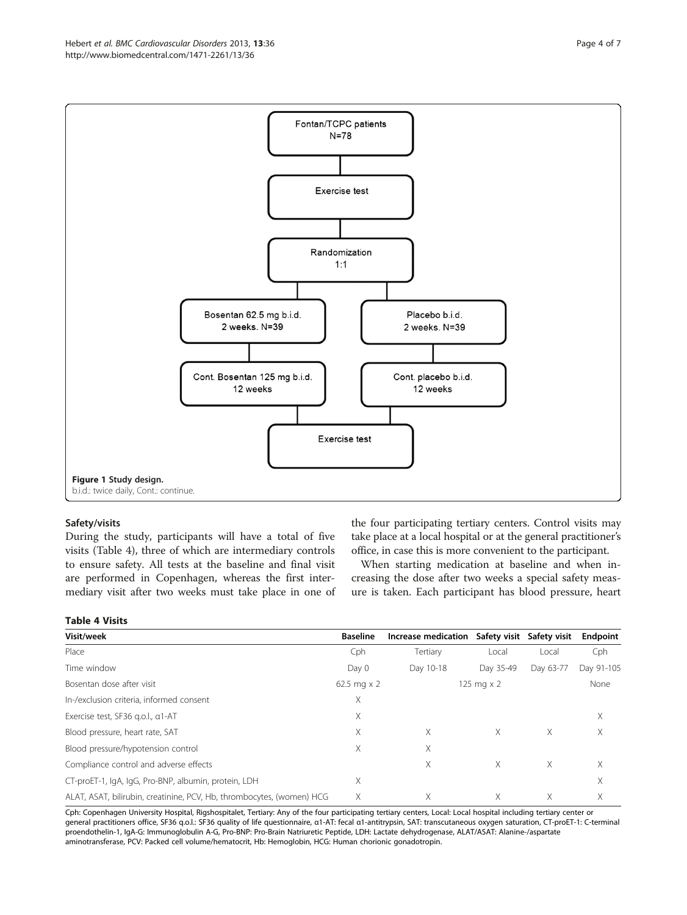Fontan/TCPC patients
N=78

Exercise test

Randomization
1:1

Bosentan 62.5 mg b.i.d.
2 weeks. N=39

Placebo b.i.d.
2 weeks. N=39

Cont. Bosentan 125 mg b.i.d.
12 weeks

Cont. placebo b.i.d.
12 weeks

Exercise test

**Figure 1** Study design.
b.i.d.: twice daily, Cont.: continue.

### Safety/visits

During the study, participants will have a total of five visits (Table 4), three of which are intermediary controls to ensure safety. All tests at the baseline and final visit are performed in Copenhagen, whereas the first intermediary visit after two weeks must take place in one of the four participating tertiary centers. Control visits may take place at a local hospital or at the general practitioner's office, in case this is more convenient to the participant.

When starting medication at baseline and when increasing the dose after two weeks a special safety measure is taken. Each participant has blood pressure, heart

**Table 4 Visits**

| Visit/week | Baseline | Increase medication | Safety visit | Safety visit | Endpoint |
|---|---|---|---|---|---|
| Place | Cph | Tertiary | Local | Local | Cph |
| Time window | Day 0 | Day 10-18 | Day 35-49 | Day 63-77 | Day 91-105 |
| Bosentan dose after visit | 62.5 mg x 2 | 125 mg x 2 | | | None |
| In-/exclusion criteria, informed consent | X | | | | |
| Exercise test, SF36 q.o.l., α1-AT | X | | | | X |
| Blood pressure, heart rate, SAT | X | X | X | X | X |
| Blood pressure/hypotension control | X | X | | | |
| Compliance control and adverse effects | | X | X | X | X |
| CT-proET-1, IgA, IgG, Pro-BNP, albumin, protein, LDH | X | | | | X |
| ALAT, ASAT, bilirubin, creatinine, PCV, Hb, thrombocytes, (women) HCG | X | X | X | X | X |

Cph: Copenhagen University Hospital, Rigshospitalet, Tertiary: Any of the four participating tertiary centers, Local: Local hospital including tertiary center or general practitioners office, SF36 q.o.l.: SF36 quality of life questionnaire, α1-AT: fecal α1-antitrypsin, SAT: transcutaneous oxygen saturation, CT-proET-1: C-terminal proendothelin-1, IgA-G: Immunoglobulin A-G, Pro-BNP: Pro-Brain Natriuretic Peptide, LDH: Lactate dehydrogenase, ALAT/ASAT: Alanine-/aspartate aminotransferase, PCV: Packed cell volume/hematocrit, Hb: Hemoglobin, HCG: Human chorionic gonadotropin.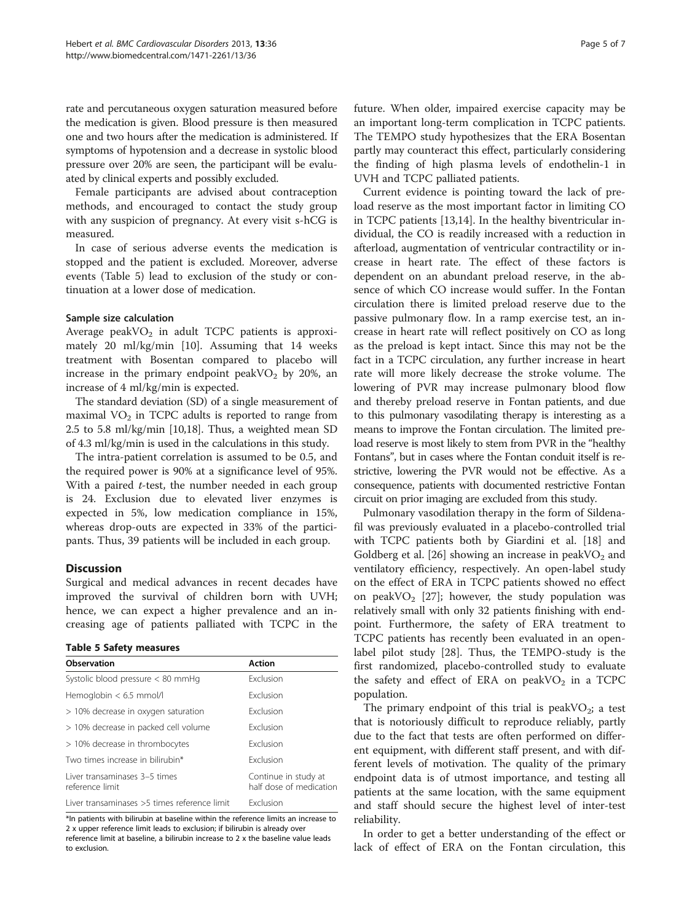rate and percutaneous oxygen saturation measured before the medication is given. Blood pressure is then measured one and two hours after the medication is administered. If symptoms of hypotension and a decrease in systolic blood pressure over 20% are seen, the participant will be evaluated by clinical experts and possibly excluded.

Female participants are advised about contraception methods, and encouraged to contact the study group with any suspicion of pregnancy. At every visit s-hCG is measured.

In case of serious adverse events the medication is stopped and the patient is excluded. Moreover, adverse events (Table 5) lead to exclusion of the study or continuation at a lower dose of medication.

#### Sample size calculation

Average peak$VO_2$ in adult TCPC patients is approximately 20 ml/kg/min [10]. Assuming that 14 weeks treatment with Bosentan compared to placebo will increase in the primary endpoint peak$VO_2$ by 20%, an increase of 4 ml/kg/min is expected.

The standard deviation (SD) of a single measurement of maximal $VO_2$ in TCPC adults is reported to range from 2.5 to 5.8 ml/kg/min [10,18]. Thus, a weighted mean SD of 4.3 ml/kg/min is used in the calculations in this study.

The intra-patient correlation is assumed to be 0.5, and the required power is 90% at a significance level of 95%. With a paired *t*-test, the number needed in each group is 24. Exclusion due to elevated liver enzymes is expected in 5%, low medication compliance in 15%, whereas drop-outs are expected in 33% of the participants. Thus, 39 patients will be included in each group.

## Discussion

Surgical and medical advances in recent decades have improved the survival of children born with UVH; hence, we can expect a higher prevalence and an increasing age of patients palliated with TCPC in the future. When older, impaired exercise capacity may be an important long-term complication in TCPC patients. The TEMPO study hypothesizes that the ERA Bosentan partly may counteract this effect, particularly considering the finding of high plasma levels of endothelin-1 in UVH and TCPC palliated patients.

**Table 5 Safety measures**

| Observation | Action |
|---|---|
| Systolic blood pressure < 80 mmHg | Exclusion |
| Hemoglobin < 6.5 mmol/l | Exclusion |
| > 10% decrease in oxygen saturation | Exclusion |
| > 10% decrease in packed cell volume | Exclusion |
| > 10% decrease in thrombocytes | Exclusion |
| Two times increase in bilirubin* | Exclusion |
| Liver transaminases 3–5 times reference limit | Continue in study at half dose of medication |
| Liver transaminases >5 times reference limit | Exclusion |

*In patients with bilirubin at baseline within the reference limits an increase to 2 x upper reference limit leads to exclusion; if bilirubin is already over reference limit at baseline, a bilirubin increase to 2 x the baseline value leads to exclusion.

Current evidence is pointing toward the lack of preload reserve as the most important factor in limiting CO in TCPC patients [13,14]. In the healthy biventricular individual, the CO is readily increased with a reduction in afterload, augmentation of ventricular contractility or increase in heart rate. The effect of these factors is dependent on an abundant preload reserve, in the absence of which CO increase would suffer. In the Fontan circulation there is limited preload reserve due to the passive pulmonary flow. In a ramp exercise test, an increase in heart rate will reflect positively on CO as long as the preload is kept intact. Since this may not be the fact in a TCPC circulation, any further increase in heart rate will more likely decrease the stroke volume. The lowering of PVR may increase pulmonary blood flow and thereby preload reserve in Fontan patients, and due to this pulmonary vasodilating therapy is interesting as a means to improve the Fontan circulation. The limited preload reserve is most likely to stem from PVR in the "healthy Fontans", but in cases where the Fontan conduit itself is restrictive, lowering the PVR would not be effective. As a consequence, patients with documented restrictive Fontan circuit on prior imaging are excluded from this study.

Pulmonary vasodilation therapy in the form of Sildenafil was previously evaluated in a placebo-controlled trial with TCPC patients both by Giardini et al. [18] and Goldberg et al. [26] showing an increase in peak$VO_2$ and ventilatory efficiency, respectively. An open-label study on the effect of ERA in TCPC patients showed no effect on peak$VO_2$ [27]; however, the study population was relatively small with only 32 patients finishing with endpoint. Furthermore, the safety of ERA treatment to TCPC patients has recently been evaluated in an open-label pilot study [28]. Thus, the TEMPO-study is the first randomized, placebo-controlled study to evaluate the safety and effect of ERA on peak$VO_2$ in a TCPC population.

The primary endpoint of this trial is peak$VO_2$; a test that is notoriously difficult to reproduce reliably, partly due to the fact that tests are often performed on different equipment, with different staff present, and with different levels of motivation. The quality of the primary endpoint data is of utmost importance, and testing all patients at the same location, with the same equipment and staff should secure the highest level of inter-test reliability.

In order to get a better understanding of the effect or lack of effect of ERA on the Fontan circulation, this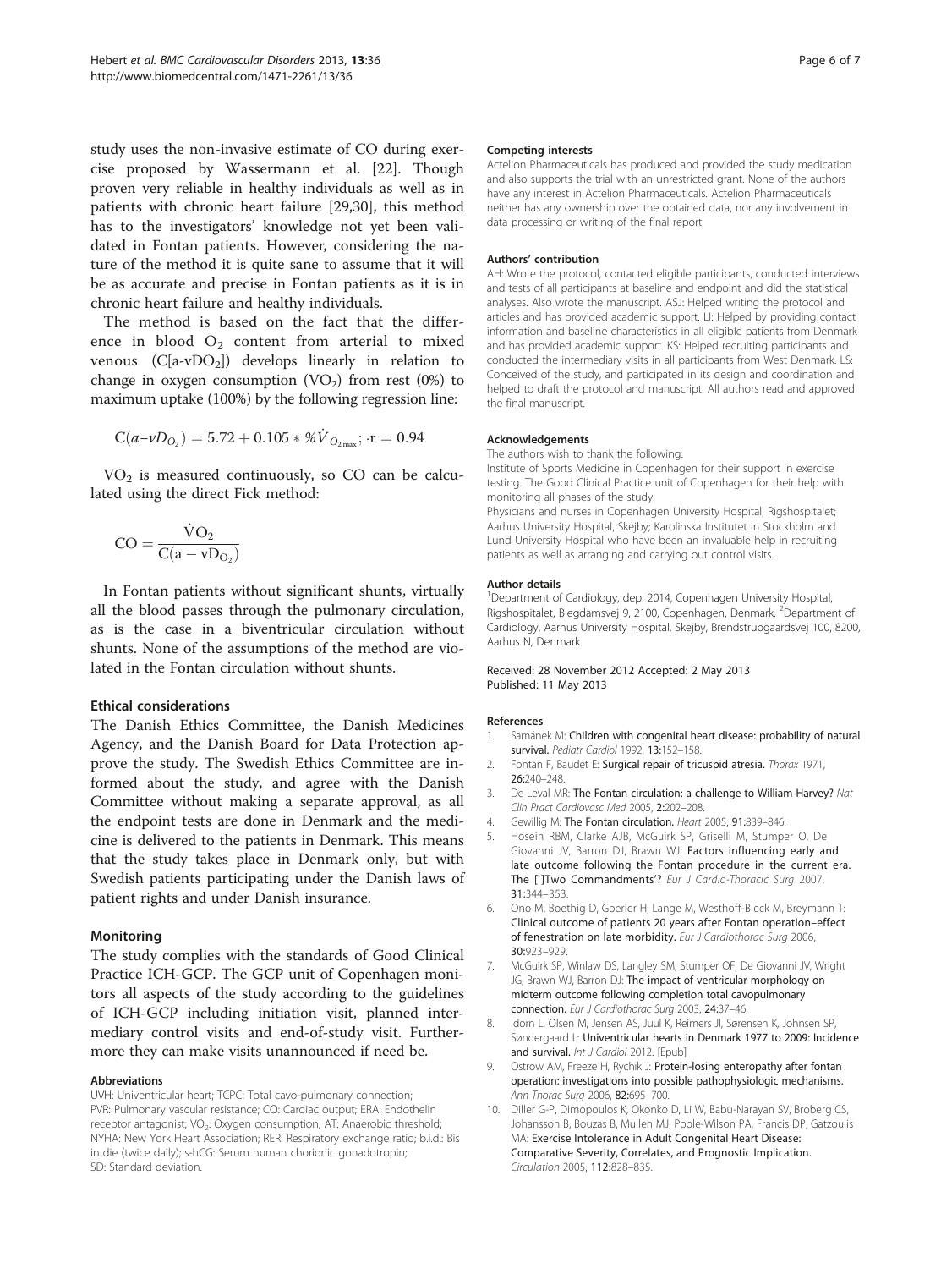study uses the non-invasive estimate of CO during exercise proposed by Wassermann et al. [22]. Though proven very reliable in healthy individuals as well as in patients with chronic heart failure [29,30], this method has to the investigators' knowledge not yet been validated in Fontan patients. However, considering the nature of the method it is quite sane to assume that it will be as accurate and precise in Fontan patients as it is in chronic heart failure and healthy individuals.

The method is based on the fact that the difference in blood $O_2$ content from arterial to mixed venous ($C[a\text{-}vDO_2]$) develops linearly in relation to change in oxygen consumption ($VO_2$) from rest (0%) to maximum uptake (100%) by the following regression line:

$$C(a\text{-}vD_{O_2}) = 5.72 + 0.105 * \%\dot{V}_{O_{2\max}}; \cdot r = 0.94$$

$VO_2$ is measured continuously, so CO can be calculated using the direct Fick method:

$$CO = \frac{\dot{V}O_2}{C(a - vD_{O_2})}$$

In Fontan patients without significant shunts, virtually all the blood passes through the pulmonary circulation, as is the case in a biventricular circulation without shunts. None of the assumptions of the method are violated in the Fontan circulation without shunts.

### Ethical considerations

The Danish Ethics Committee, the Danish Medicines Agency, and the Danish Board for Data Protection approve the study. The Swedish Ethics Committee are informed about the study, and agree with the Danish Committee without making a separate approval, as all the endpoint tests are done in Denmark and the medicine is delivered to the patients in Denmark. This means that the study takes place in Denmark only, but with Swedish patients participating under the Danish laws of patient rights and under Danish insurance.

### Monitoring

The study complies with the standards of Good Clinical Practice ICH-GCP. The GCP unit of Copenhagen monitors all aspects of the study according to the guidelines of ICH-GCP including initiation visit, planned intermediary control visits and end-of-study visit. Furthermore they can make visits unannounced if need be.

#### Abbreviations

UVH: Univentricular heart; TCPC: Total cavo-pulmonary connection; PVR: Pulmonary vascular resistance; CO: Cardiac output; ERA: Endothelin receptor antagonist; $VO_2$: Oxygen consumption; AT: Anaerobic threshold; NYHA: New York Heart Association; RER: Respiratory exchange ratio; b.i.d.: Bis in die (twice daily); s-HCG: Serum human chorionic gonadotropin; SD: Standard deviation.

#### Competing interests

Actelion Pharmaceuticals has produced and provided the study medication and also supports the trial with an unrestricted grant. None of the authors have any interest in Actelion Pharmaceuticals. Actelion Pharmaceuticals neither has any ownership over the obtained data, nor any involvement in data processing or writing of the final report.

#### Authors' contribution

AH: Wrote the protocol, contacted eligible participants, conducted interviews and tests of all participants at baseline and endpoint and did the statistical analyses. Also wrote the manuscript. ASJ: Helped writing the protocol and articles and has provided academic support. LI: Helped by providing contact information and baseline characteristics in all eligible patients from Denmark and has provided academic support. KS: Helped recruiting participants and conducted the intermediary visits in all participants from West Denmark. LS: Conceived of the study, and participated in its design and coordination and helped to draft the protocol and manuscript. All authors read and approved the final manuscript.

#### Acknowledgements

The authors wish to thank the following:
Institute of Sports Medicine in Copenhagen for their support in exercise testing. The Good Clinical Practice unit of Copenhagen for their help with monitoring all phases of the study.
Physicians and nurses in Copenhagen University Hospital, Rigshospitalet; Aarhus University Hospital, Skejby; Karolinska Institutet in Stockholm and Lund University Hospital who have been an invaluable help in recruiting patients as well as arranging and carrying out control visits.

#### Author details

[1]Department of Cardiology, dep. 2014, Copenhagen University Hospital, Rigshospitalet, Blegdamsvej 9, 2100, Copenhagen, Denmark. [2]Department of Cardiology, Aarhus University Hospital, Skejby, Brendstrupgaardsvej 100, 8200, Aarhus N, Denmark.

Received: 28 November 2012 Accepted: 2 May 2013
Published: 11 May 2013

#### References

1. Samánek M: **Children with congenital heart disease: probability of natural survival.** *Pediatr Cardiol* 1992, **13**:152–158.
2. Fontan F, Baudet E: **Surgical repair of tricuspid atresia.** *Thorax* 1971, **26**:240–248.
3. De Leval MR: **The Fontan circulation: a challenge to William Harvey?** *Nat Clin Pract Cardiovasc Med* 2005, **2**:202–208.
4. Gewillig M: **The Fontan circulation.** *Heart* 2005, **91**:839–846.
5. Hosein RBM, Clarke AJB, McGuirk SP, Griselli M, Stumper O, De Giovanni JV, Barron DJ, Brawn WJ: **Factors influencing early and late outcome following the Fontan procedure in the current era. The [`]Two Commandments'?** *Eur J Cardio-Thoracic Surg* 2007, **31**:344–353.
6. Ono M, Boethig D, Goerler H, Lange M, Westhoff-Bleck M, Breymann T: **Clinical outcome of patients 20 years after Fontan operation–effect of fenestration on late morbidity.** *Eur J Cardiothorac Surg* 2006, **30**:923–929.
7. McGuirk SP, Winlaw DS, Langley SM, Stumper OF, De Giovanni JV, Wright JG, Brawn WJ, Barron DJ: **The impact of ventricular morphology on midterm outcome following completion total cavopulmonary connection.** *Eur J Cardiothorac Surg* 2003, **24**:37–46.
8. Idorn L, Olsen M, Jensen AS, Juul K, Reimers JI, Sørensen K, Johnsen SP, Søndergaard L: **Univentricular hearts in Denmark 1977 to 2009: Incidence and survival.** *Int J Cardiol* 2012. [Epub]
9. Ostrow AM, Freeze H, Rychik J: **Protein-losing enteropathy after fontan operation: investigations into possible pathophysiologic mechanisms.** *Ann Thorac Surg* 2006, **82**:695–700.
10. Diller G-P, Dimopoulos K, Okonko D, Li W, Babu-Narayan SV, Broberg CS, Johansson B, Bouzas B, Mullen MJ, Poole-Wilson PA, Francis DP, Gatzoulis MA: **Exercise Intolerance in Adult Congenital Heart Disease: Comparative Severity, Correlates, and Prognostic Implication.** *Circulation* 2005, **112**:828–835.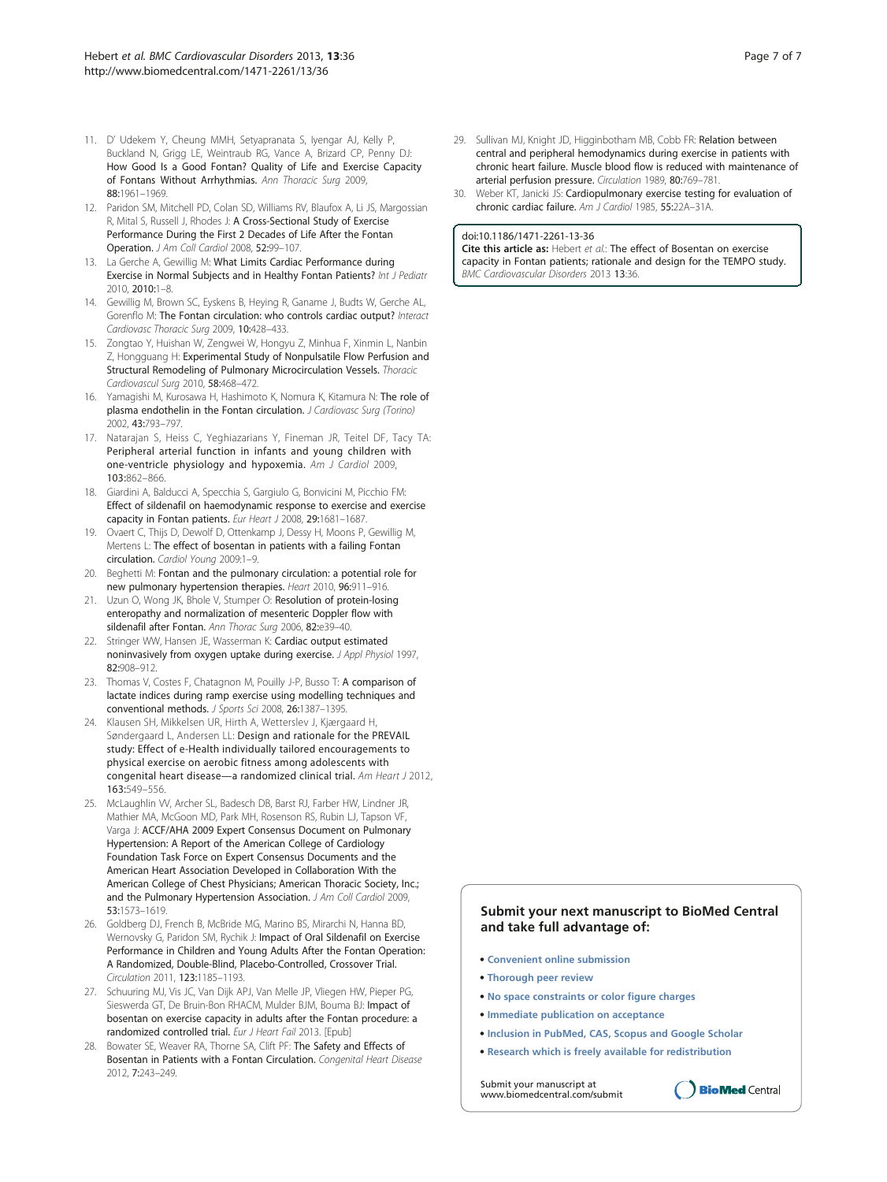11. D' Udekem Y, Cheung MMH, Setyapranata S, Iyengar AJ, Kelly P, Buckland N, Grigg LE, Weintraub RG, Vance A, Brizard CP, Penny DJ: How Good Is a Good Fontan? Quality of Life and Exercise Capacity of Fontans Without Arrhythmias. *Ann Thoracic Surg* 2009, 88:1961–1969.
12. Paridon SM, Mitchell PD, Colan SD, Williams RV, Blaufox A, Li JS, Margossian R, Mital S, Russell J, Rhodes J: A Cross-Sectional Study of Exercise Performance During the First 2 Decades of Life After the Fontan Operation. *J Am Coll Cardiol* 2008, 52:99–107.
13. La Gerche A, Gewillig M: What Limits Cardiac Performance during Exercise in Normal Subjects and in Healthy Fontan Patients? *Int J Pediatr* 2010, 2010:1–8.
14. Gewillig M, Brown SC, Eyskens B, Heying R, Ganame J, Budts W, Gerche AL, Gorenflo M: The Fontan circulation: who controls cardiac output? *Interact Cardiovasc Thoracic Surg* 2009, 10:428–433.
15. Zongtao Y, Huishan W, Zengwei W, Hongyu Z, Minhua F, Xinmin L, Nanbin Z, Hongguang H: Experimental Study of Nonpulsatile Flow Perfusion and Structural Remodeling of Pulmonary Microcirculation Vessels. *Thoracic Cardiovascul Surg* 2010, 58:468–472.
16. Yamagishi M, Kurosawa H, Hashimoto K, Nomura K, Kitamura N: The role of plasma endothelin in the Fontan circulation. *J Cardiovasc Surg (Torino)* 2002, 43:793–797.
17. Natarajan S, Heiss C, Yeghiazarians Y, Fineman JR, Teitel DF, Tacy TA: Peripheral arterial function in infants and young children with one-ventricle physiology and hypoxemia. *Am J Cardiol* 2009, 103:862–866.
18. Giardini A, Balducci A, Specchia S, Gargiulo G, Bonvicini M, Picchio FM: Effect of sildenafil on haemodynamic response to exercise and exercise capacity in Fontan patients. *Eur Heart J* 2008, 29:1681–1687.
19. Ovaert C, Thijs D, Dewolf D, Ottenkamp J, Dessy H, Moons P, Gewillig M, Mertens L: The effect of bosentan in patients with a failing Fontan circulation. *Cardiol Young* 2009:1–9.
20. Beghetti M: Fontan and the pulmonary circulation: a potential role for new pulmonary hypertension therapies. *Heart* 2010, 96:911–916.
21. Uzun O, Wong JK, Bhole V, Stumper O: Resolution of protein-losing enteropathy and normalization of mesenteric Doppler flow with sildenafil after Fontan. *Ann Thorac Surg* 2006, 82:e39–40.
22. Stringer WW, Hansen JE, Wasserman K: Cardiac output estimated noninvasively from oxygen uptake during exercise. *J Appl Physiol* 1997, 82:908–912.
23. Thomas V, Costes F, Chatagnon M, Pouilly J-P, Busso T: A comparison of lactate indices during ramp exercise using modelling techniques and conventional methods. *J Sports Sci* 2008, 26:1387–1395.
24. Klausen SH, Mikkelsen UR, Hirth A, Wetterslev J, Kjærgaard H, Søndergaard L, Andersen LL: Design and rationale for the PREVAIL study: Effect of e-Health individually tailored encouragements to physical exercise on aerobic fitness among adolescents with congenital heart disease—a randomized clinical trial. *Am Heart J* 2012, 163:549–556.
25. McLaughlin VV, Archer SL, Badesch DB, Barst RJ, Farber HW, Lindner JR, Mathier MA, McGoon MD, Park MH, Rosenson RS, Rubin LJ, Tapson VF, Varga J: ACCF/AHA 2009 Expert Consensus Document on Pulmonary Hypertension: A Report of the American College of Cardiology Foundation Task Force on Expert Consensus Documents and the American Heart Association Developed in Collaboration With the American College of Chest Physicians; American Thoracic Society, Inc.; and the Pulmonary Hypertension Association. *J Am Coll Cardiol* 2009, 53:1573–1619.
26. Goldberg DJ, French B, McBride MG, Marino BS, Mirarchi N, Hanna BD, Wernovsky G, Paridon SM, Rychik J: Impact of Oral Sildenafil on Exercise Performance in Children and Young Adults After the Fontan Operation: A Randomized, Double-Blind, Placebo-Controlled, Crossover Trial. *Circulation* 2011, 123:1185–1193.
27. Schuuring MJ, Vis JC, Van Dijk APJ, Van Melle JP, Vliegen HW, Pieper PG, Sieswerda GT, De Bruin-Bon RHACM, Mulder BJM, Bouma BJ: Impact of bosentan on exercise capacity in adults after the Fontan procedure: a randomized controlled trial. *Eur J Heart Fail* 2013. [Epub]
28. Bowater SE, Weaver RA, Thorne SA, Clift PF: The Safety and Effects of Bosentan in Patients with a Fontan Circulation. *Congenital Heart Disease* 2012, 7:243–249.
29. Sullivan MJ, Knight JD, Higginbotham MB, Cobb FR: Relation between central and peripheral hemodynamics during exercise in patients with chronic heart failure. Muscle blood flow is reduced with maintenance of arterial perfusion pressure. *Circulation* 1989, 80:769–781.
30. Weber KT, Janicki JS: Cardiopulmonary exercise testing for evaluation of chronic cardiac failure. *Am J Cardiol* 1985, 55:22A–31A.

doi:10.1186/1471-2261-13-36

**Cite this article as:** Hebert *et al.*: The effect of Bosentan on exercise capacity in Fontan patients; rationale and design for the TEMPO study. *BMC Cardiovascular Disorders* 2013 13:36.

**Submit your next manuscript to BioMed Central and take full advantage of:**

- Convenient online submission
- Thorough peer review
- No space constraints or color figure charges
- Immediate publication on acceptance
- Inclusion in PubMed, CAS, Scopus and Google Scholar
- Research which is freely available for redistribution

Submit your manuscript at www.biomedcentral.com/submit

BioMed Central